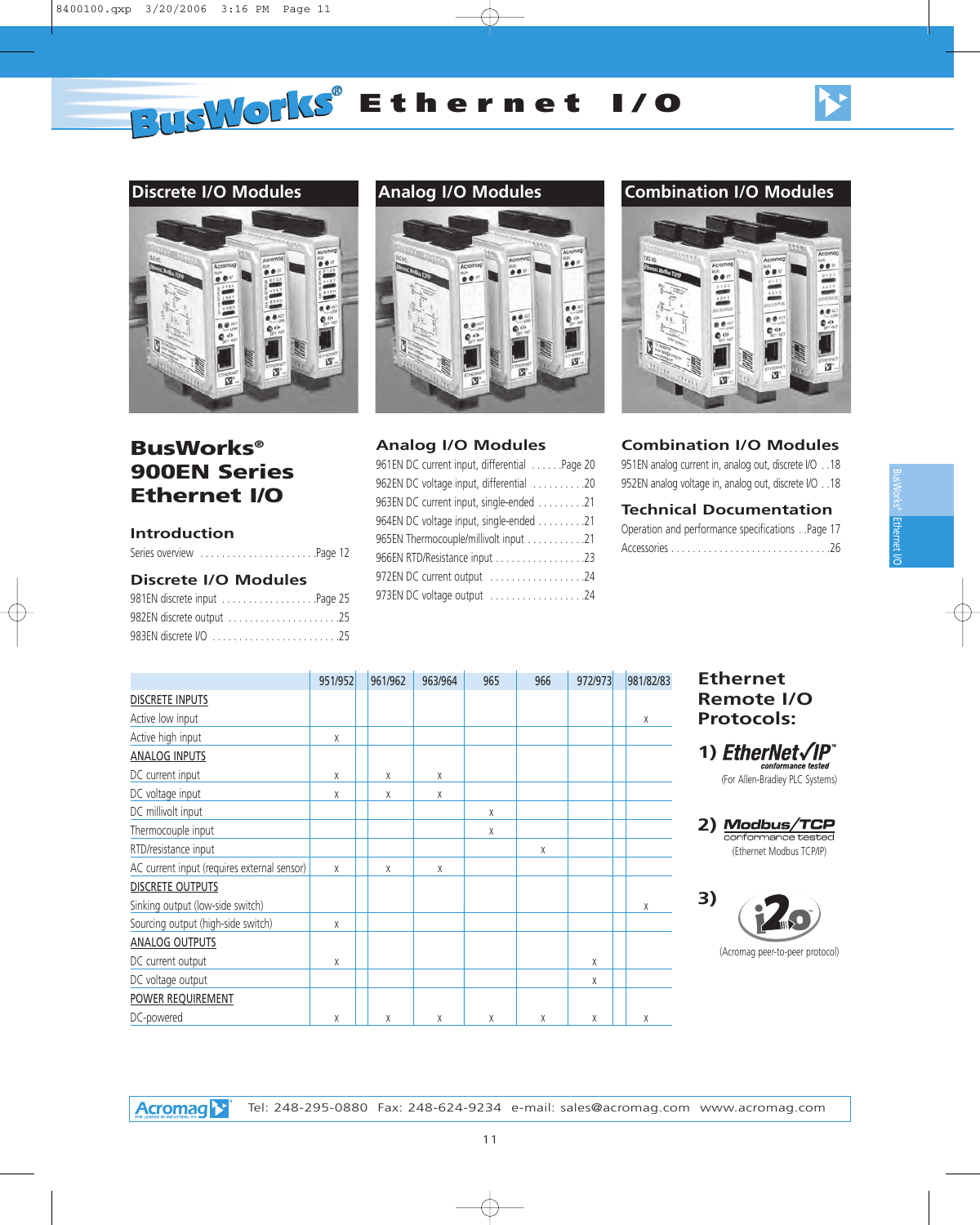# BusWorks® Ethernet I/O

## Discrete I/O Modules

## Analog I/O Modules

## Combination I/O Modules

# BusWorks® 900EN Series Ethernet I/O

### Introduction

Series overview ....................... Page 12

### Discrete I/O Modules

981EN discrete input .................. Page 25
982EN discrete output ..................... 25
983EN discrete I/O ........................ 25

### Analog I/O Modules

961EN DC current input, differential ...... Page 20
962EN DC voltage input, differential .......... 20
963EN DC current input, single-ended .......... 21
964EN DC voltage input, single-ended .......... 21
965EN Thermocouple/millivolt input ........... 21
966EN RTD/Resistance input ................... 23
972EN DC current output ..................... 24
973EN DC voltage output ..................... 24

### Combination I/O Modules

951EN analog current in, analog out, discrete I/O .. 18
952EN analog voltage in, analog out, discrete I/O .. 18

### Technical Documentation

Operation and performance specifications .. Page 17
Accessories ..................................... 26

| | 951/952 | 961/962 | 963/964 | 965 | 966 | 972/973 | 981/82/83 |
|---|---|---|---|---|---|---|---|
| DISCRETE INPUTS | | | | | | | |
| Active low input | | | | | | | x |
| Active high input | x | | | | | | |
| ANALOG INPUTS | | | | | | | |
| DC current input | x | x | x | | | | |
| DC voltage input | x | x | x | | | | |
| DC millivolt input | | | | x | | | |
| Thermocouple input | | | | x | | | |
| RTD/resistance input | | | | | x | | |
| AC current input (requires external sensor) | x | x | x | | | | |
| DISCRETE OUTPUTS | | | | | | | |
| Sinking output (low-side switch) | | | | | | | x |
| Sourcing output (high-side switch) | x | | | | | | |
| ANALOG OUTPUTS | | | | | | | |
| DC current output | x | | | | | x | |
| DC voltage output | | | | | | x | |
| POWER REQUIREMENT | | | | | | | |
| DC-powered | x | x | x | x | x | x | x |

## Ethernet Remote I/O Protocols:

1) EtherNet/IP™ conformance tested
(For Allen-Bradley PLC Systems)

2) Modbus/TCP conformance tested
(Ethernet Modbus TCP/IP)

3) i2o™
(Acromag peer-to-peer protocol)

Acromag Tel: 248-295-0880 Fax: 248-624-9234 e-mail: sales@acromag.com www.acromag.com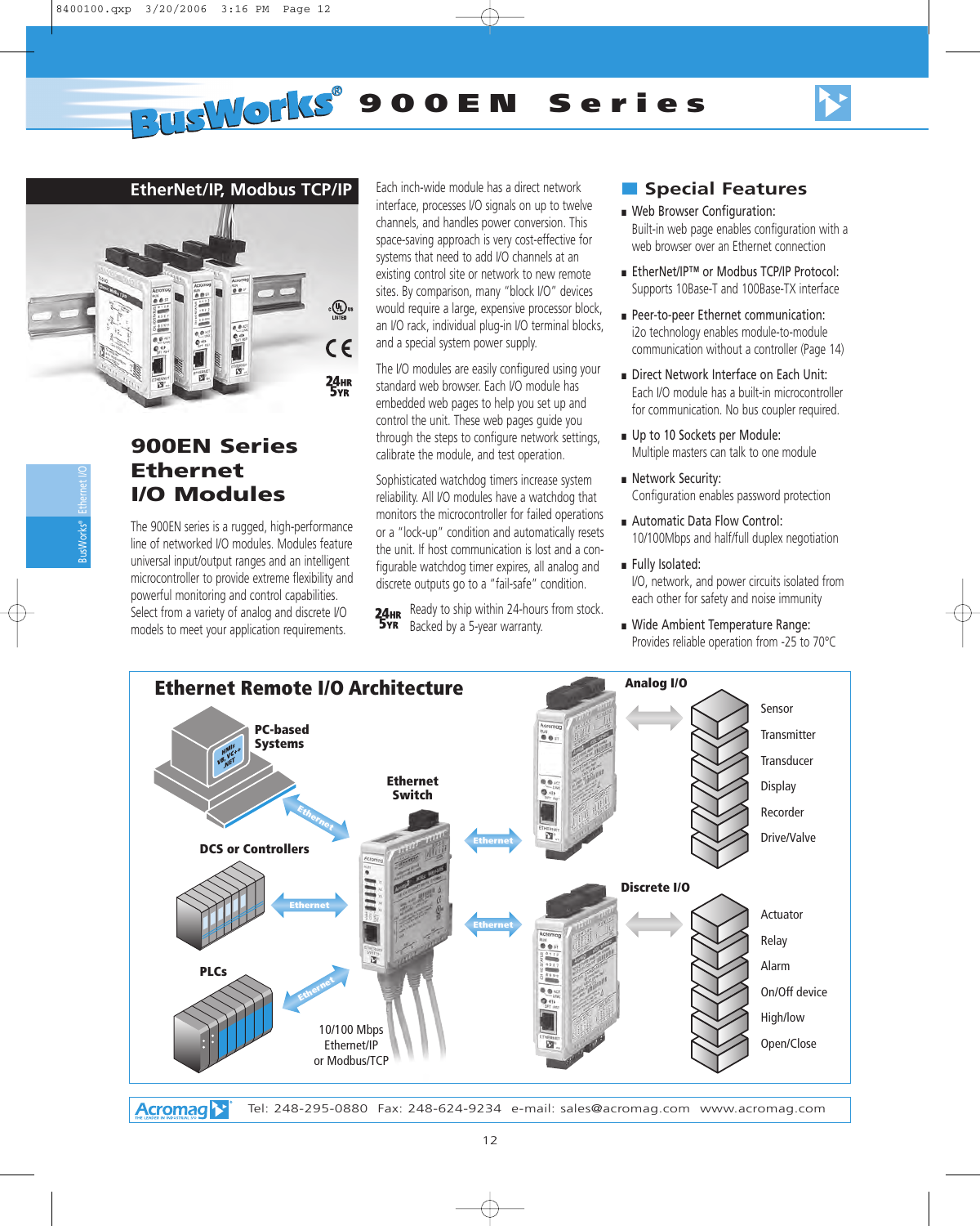# BusWorks® 900EN Series

## EtherNet/IP, Modbus TCP/IP

## 900EN Series Ethernet I/O Modules

The 900EN series is a rugged, high-performance line of networked I/O modules. Modules feature universal input/output ranges and an intelligent microcontroller to provide extreme flexibility and powerful monitoring and control capabilities. Select from a variety of analog and discrete I/O models to meet your application requirements.

Each inch-wide module has a direct network interface, processes I/O signals on up to twelve channels, and handles power conversion. This space-saving approach is very cost-effective for systems that need to add I/O channels at an existing control site or network to new remote sites. By comparison, many "block I/O" devices would require a large, expensive processor block, an I/O rack, individual plug-in I/O terminal blocks, and a special system power supply.

The I/O modules are easily configured using your standard web browser. Each I/O module has embedded web pages to help you set up and control the unit. These web pages guide you through the steps to configure network settings, calibrate the module, and test operation.

Sophisticated watchdog timers increase system reliability. All I/O modules have a watchdog that monitors the microcontroller for failed operations or a "lock-up" condition and automatically resets the unit. If host communication is lost and a configurable watchdog timer expires, all analog and discrete outputs go to a "fail-safe" condition.

24HR 5YR Ready to ship within 24-hours from stock. Backed by a 5-year warranty.

## Special Features

- **Web Browser Configuration:** Built-in web page enables configuration with a web browser over an Ethernet connection
- **EtherNet/IP™ or Modbus TCP/IP Protocol:** Supports 10Base-T and 100Base-TX interface
- **Peer-to-peer Ethernet communication:** i2o technology enables module-to-module communication without a controller (Page 14)
- **Direct Network Interface on Each Unit:** Each I/O module has a built-in microcontroller for communication. No bus coupler required.
- **Up to 10 Sockets per Module:** Multiple masters can talk to one module
- **Network Security:** Configuration enables password protection
- **Automatic Data Flow Control:** 10/100Mbps and half/full duplex negotiation
- **Fully Isolated:** I/O, network, and power circuits isolated from each other for safety and noise immunity
- **Wide Ambient Temperature Range:** Provides reliable operation from -25 to 70°C

## Ethernet Remote I/O Architecture

PC-based Systems — DCS or Controllers — PLCs — Ethernet Switch — 10/100 Mbps Ethernet/IP or Modbus/TCP

Analog I/O: Sensor, Transmitter, Transducer, Display, Recorder, Drive/Valve

Discrete I/O: Actuator, Relay, Alarm, On/Off device, High/low, Open/Close

Acromag — Tel: 248-295-0880 Fax: 248-624-9234 e-mail: sales@acromag.com www.acromag.com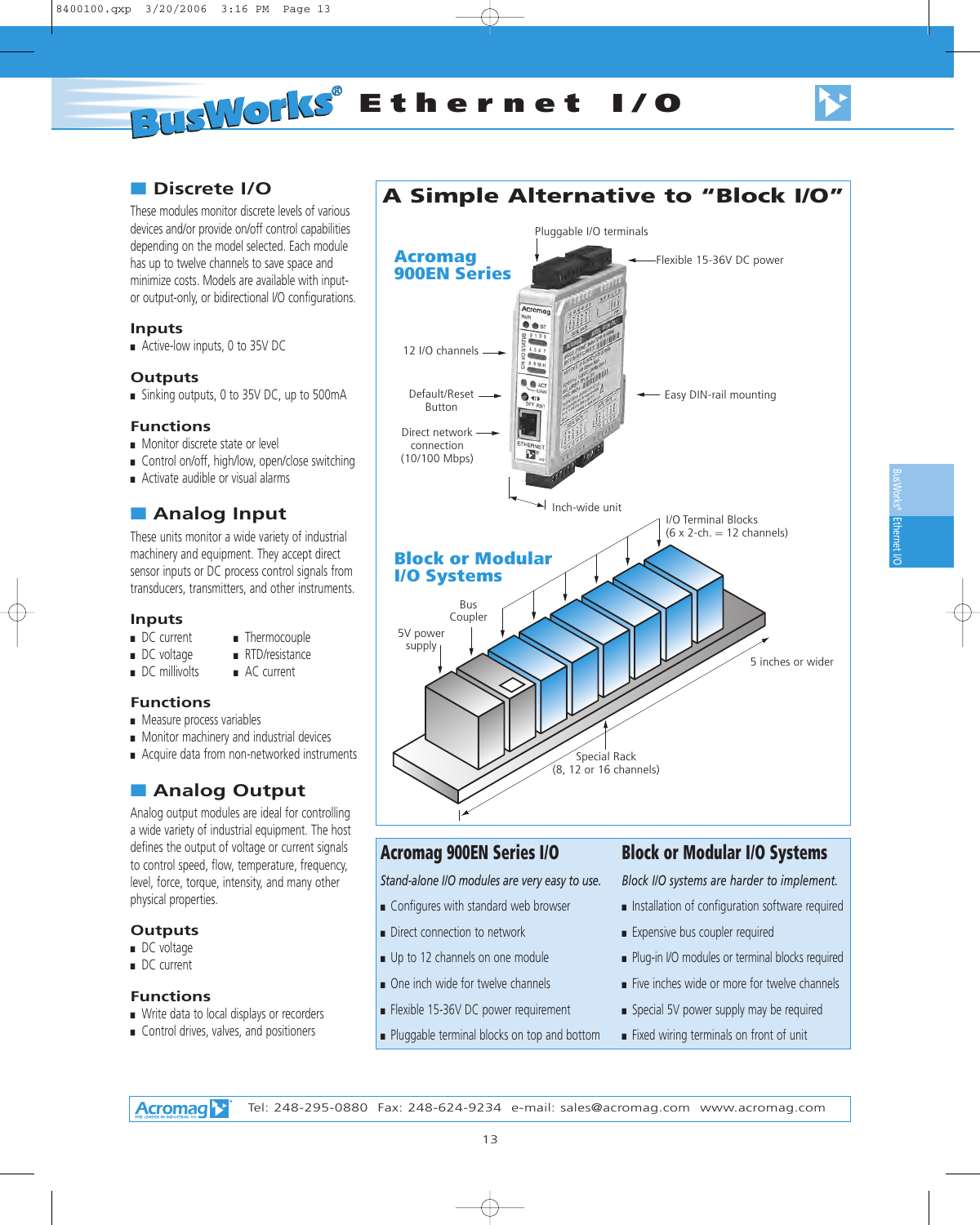# BusWorks® Ethernet I/O

## Discrete I/O

These modules monitor discrete levels of various devices and/or provide on/off control capabilities depending on the model selected. Each module has up to twelve channels to save space and minimize costs. Models are available with input- or output-only, or bidirectional I/O configurations.

### Inputs

- Active-low inputs, 0 to 35V DC

### Outputs

- Sinking outputs, 0 to 35V DC, up to 500mA

### Functions

- Monitor discrete state or level
- Control on/off, high/low, open/close switching
- Activate audible or visual alarms

## Analog Input

These units monitor a wide variety of industrial machinery and equipment. They accept direct sensor inputs or DC process control signals from transducers, transmitters, and other instruments.

### Inputs

- DC current
- DC voltage
- DC millivolts
- Thermocouple
- RTD/resistance
- AC current

### Functions

- Measure process variables
- Monitor machinery and industrial devices
- Acquire data from non-networked instruments

## Analog Output

Analog output modules are ideal for controlling a wide variety of industrial equipment. The host defines the output of voltage or current signals to control speed, flow, temperature, frequency, level, force, torque, intensity, and many other physical properties.

### Outputs

- DC voltage
- DC current

### Functions

- Write data to local displays or recorders
- Control drives, valves, and positioners

## A Simple Alternative to "Block I/O"

**Acromag 900EN Series**

Pluggable I/O terminals; Flexible 15-36V DC power; 12 I/O channels; Default/Reset Button; Easy DIN-rail mounting; Direct network connection (10/100 Mbps); Inch-wide unit

**Block or Modular I/O Systems**

I/O Terminal Blocks (6 x 2-ch. = 12 channels); Bus Coupler; 5V power supply; 5 inches or wider; Special Rack (8, 12 or 16 channels)

| Acromag 900EN Series I/O | Block or Modular I/O Systems |
|---|---|
| *Stand-alone I/O modules are very easy to use.* | *Block I/O systems are harder to implement.* |
| Configures with standard web browser | Installation of configuration software required |
| Direct connection to network | Expensive bus coupler required |
| Up to 12 channels on one module | Plug-in I/O modules or terminal blocks required |
| One inch wide for twelve channels | Five inches wide or more for twelve channels |
| Flexible 15-36V DC power requirement | Special 5V power supply may be required |
| Pluggable terminal blocks on top and bottom | Fixed wiring terminals on front of unit |

Acromag Tel: 248-295-0880 Fax: 248-624-9234 e-mail: sales@acromag.com www.acromag.com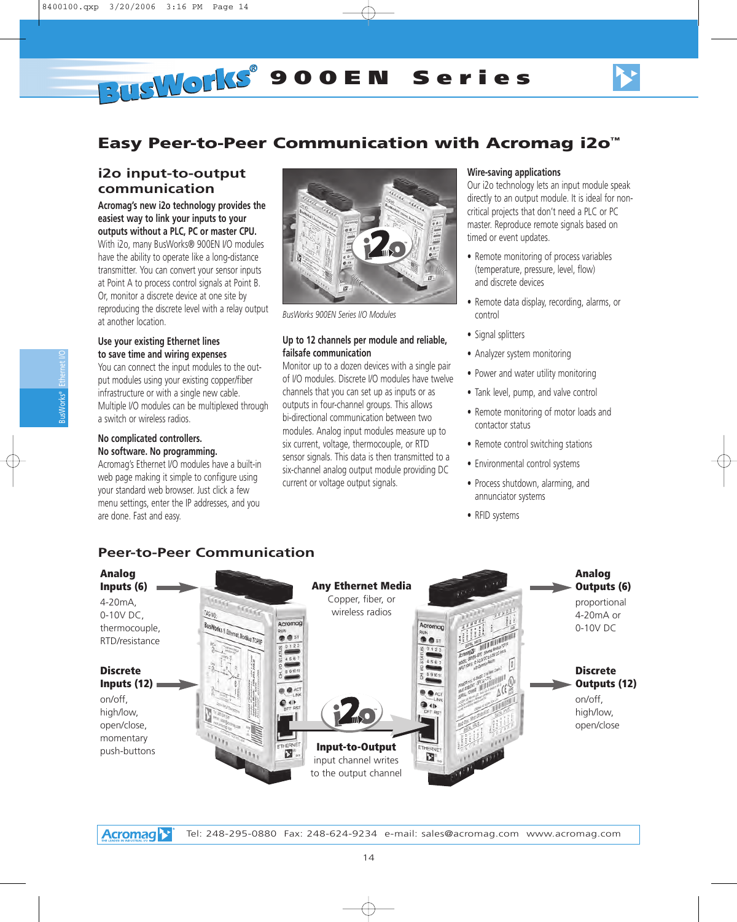# BusWorks® 900EN Series

## Easy Peer-to-Peer Communication with Acromag i2o™

### i2o input-to-output communication

**Acromag's new i2o technology provides the easiest way to link your inputs to your outputs without a PLC, PC or master CPU.** With i2o, many BusWorks® 900EN I/O modules have the ability to operate like a long-distance transmitter. You can convert your sensor inputs at Point A to process control signals at Point B. Or, monitor a discrete device at one site by reproducing the discrete level with a relay output at another location.

**Use your existing Ethernet lines to save time and wiring expenses**

You can connect the input modules to the output modules using your existing copper/fiber infrastructure or with a single new cable. Multiple I/O modules can be multiplexed through a switch or wireless radios.

**No complicated controllers. No software. No programming.**

Acromag's Ethernet I/O modules have a built-in web page making it simple to configure using your standard web browser. Just click a few menu settings, enter the IP addresses, and you are done. Fast and easy.

*BusWorks 900EN Series I/O Modules*

**Up to 12 channels per module and reliable, failsafe communication**

Monitor up to a dozen devices with a single pair of I/O modules. Discrete I/O modules have twelve channels that you can set up as inputs or as outputs in four-channel groups. This allows bi-directional communication between two modules. Analog input modules measure up to six current, voltage, thermocouple, or RTD sensor signals. This data is then transmitted to a six-channel analog output module providing DC current or voltage output signals.

**Wire-saving applications**

Our i2o technology lets an input module speak directly to an output module. It is ideal for non-critical projects that don't need a PLC or PC master. Reproduce remote signals based on timed or event updates.

- Remote monitoring of process variables (temperature, pressure, level, flow) and discrete devices
- Remote data display, recording, alarms, or control
- Signal splitters
- Analyzer system monitoring
- Power and water utility monitoring
- Tank level, pump, and valve control
- Remote monitoring of motor loads and contactor status
- Remote control switching stations
- Environmental control systems
- Process shutdown, alarming, and annunciator systems
- RFID systems

## Peer-to-Peer Communication

**Analog Inputs (6)**
4-20mA,
0-10V DC,
thermocouple,
RTD/resistance

**Discrete Inputs (12)**
on/off,
high/low,
open/close,
momentary
push-buttons

**Any Ethernet Media**
Copper, fiber, or wireless radios

**Input-to-Output**
input channel writes to the output channel

**Analog Outputs (6)**
proportional
4-20mA or
0-10V DC

**Discrete Outputs (12)**
on/off,
high/low,
open/close

Acromag — Tel: 248-295-0880 Fax: 248-624-9234 e-mail: sales@acromag.com www.acromag.com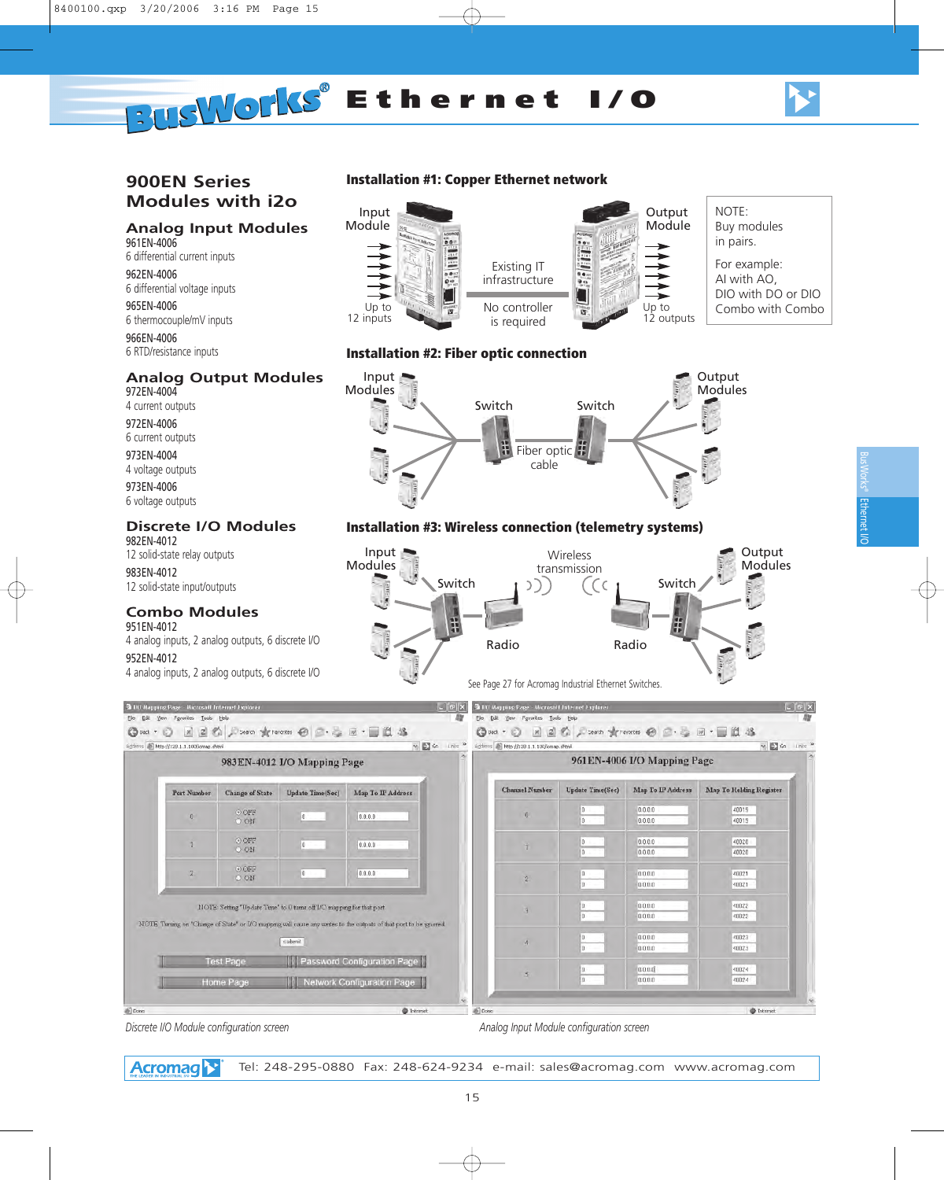# BusWorks® Ethernet I/O

## 900EN Series Modules with i2o

### Analog Input Modules

**961EN-4006**
6 differential current inputs

**962EN-4006**
6 differential voltage inputs

**965EN-4006**
6 thermocouple/mV inputs

**966EN-4006**
6 RTD/resistance inputs

### Analog Output Modules

**972EN-4004**
4 current outputs

**972EN-4006**
6 current outputs

**973EN-4004**
4 voltage outputs

**973EN-4006**
6 voltage outputs

### Discrete I/O Modules

**982EN-4012**
12 solid-state relay outputs

**983EN-4012**
12 solid-state input/outputs

### Combo Modules

**951EN-4012**
4 analog inputs, 2 analog outputs, 6 discrete I/O

**952EN-4012**
4 analog inputs, 2 analog outputs, 6 discrete I/O

### Installation #1: Copper Ethernet network

Input Module — Up to 12 inputs

Existing IT infrastructure

No controller is required

Output Module — Up to 12 outputs

NOTE:
Buy modules in pairs.

For example:
AI with AO,
DIO with DO or DIO
Combo with Combo

### Installation #2: Fiber optic connection

Input Modules — Switch — Fiber optic cable — Switch — Output Modules

### Installation #3: Wireless connection (telemetry systems)

Input Modules — Switch — Radio — Wireless transmission — Radio — Switch — Output Modules

See Page 27 for Acromag Industrial Ethernet Switches.

**983EN-4012 I/O Mapping Page**

| Port Number | Change of State | Update Time(Sec) | Map To IP Address |
|---|---|---|---|
| 0 | OFF / ON | 0 | 0.0.0.0 |
| 1 | OFF / ON | 0 | 0.0.0.0 |
| 2 | OFF / ON | 0 | 0.0.0.0 |

NOTE: Setting "Update Time" to 0 turns off I/O mapping for that port

NOTE: Turning on "Change of State" or I/O mapping will cause any writes to the outputs of that port to be ignored.

Discrete I/O Module configuration screen

**961EN-4006 I/O Mapping Page**

| Channel Number | Update Time(Sec) | Map To IP Address | Map To Holding Register |
|---|---|---|---|
| 0 | 0 / 0 | 0.0.0.0 / 0.0.0.0 | 40019 / 40019 |
| 1 | 0 / 0 | 0.0.0.0 / 0.0.0.0 | 40020 / 40020 |
| 2 | 0 / 0 | 0.0.0.0 / 0.0.0.0 | 40021 / 40021 |
| 3 | 0 / 0 | 0.0.0.0 / 0.0.0.0 | 40022 / 40022 |
| 4 | 0 / 0 | 0.0.0.0 / 0.0.0.0 | 40023 / 40023 |
| 5 | 0 / 0 | 0.0.0.0 / 0.0.0.0 | 40024 / 40024 |

Analog Input Module configuration screen

Acromag — Tel: 248-295-0880 Fax: 248-624-9234 e-mail: sales@acromag.com www.acromag.com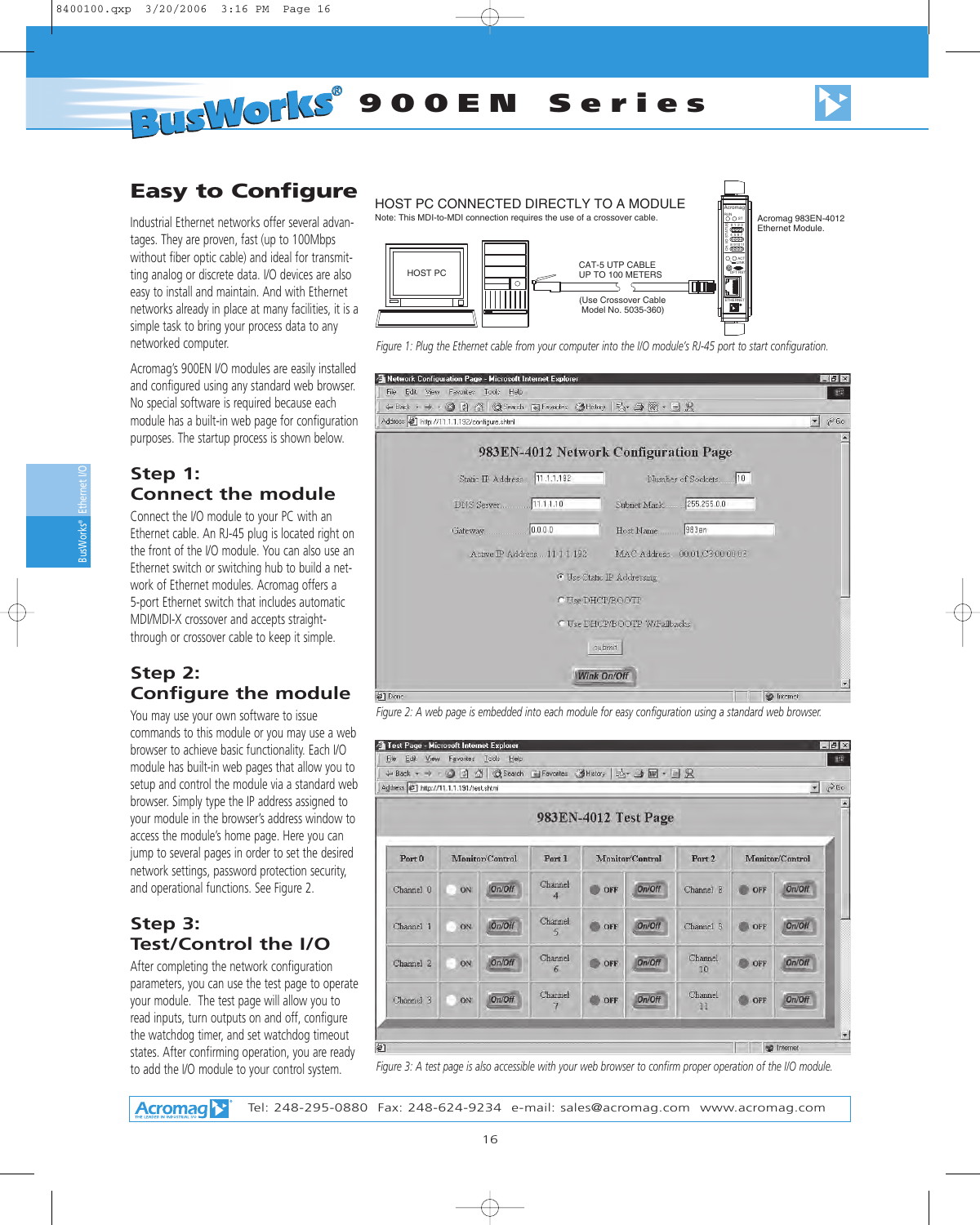# BusWorks® 900EN Series

## Easy to Configure

Industrial Ethernet networks offer several advantages. They are proven, fast (up to 100Mbps without fiber optic cable) and ideal for transmitting analog or discrete data. I/O devices are also easy to install and maintain. And with Ethernet networks already in place at many facilities, it is a simple task to bring your process data to any networked computer.

Acromag's 900EN I/O modules are easily installed and configured using any standard web browser. No special software is required because each module has a built-in web page for configuration purposes. The startup process is shown below.

### Step 1: Connect the module

Connect the I/O module to your PC with an Ethernet cable. An RJ-45 plug is located right on the front of the I/O module. You can also use an Ethernet switch or switching hub to build a network of Ethernet modules. Acromag offers a 5-port Ethernet switch that includes automatic MDI/MDI-X crossover and accepts straight-through or crossover cable to keep it simple.

### Step 2: Configure the module

You may use your own software to issue commands to this module or you may use a web browser to achieve basic functionality. Each I/O module has built-in web pages that allow you to setup and control the module via a standard web browser. Simply type the IP address assigned to your module in the browser's address window to access the module's home page. Here you can jump to several pages in order to set the desired network settings, password protection security, and operational functions. See Figure 2.

### Step 3: Test/Control the I/O

After completing the network configuration parameters, you can use the test page to operate your module. The test page will allow you to read inputs, turn outputs on and off, configure the watchdog timer, and set watchdog timeout states. After confirming operation, you are ready to add the I/O module to your control system.

HOST PC CONNECTED DIRECTLY TO A MODULE
Note: This MDI-to-MDI connection requires the use of a crossover cable.

HOST PC — CAT-5 UTP CABLE UP TO 100 METERS (Use Crossover Cable Model No. 5035-360) — Acromag 983EN-4012 Ethernet Module.

Figure 1: Plug the Ethernet cable from your computer into the I/O module's RJ-45 port to start configuration.

Figure 2: A web page is embedded into each module for easy configuration using a standard web browser.

Figure 3: A test page is also accessible with your web browser to confirm proper operation of the I/O module.

Tel: 248-295-0880 Fax: 248-624-9234 e-mail: sales@acromag.com www.acromag.com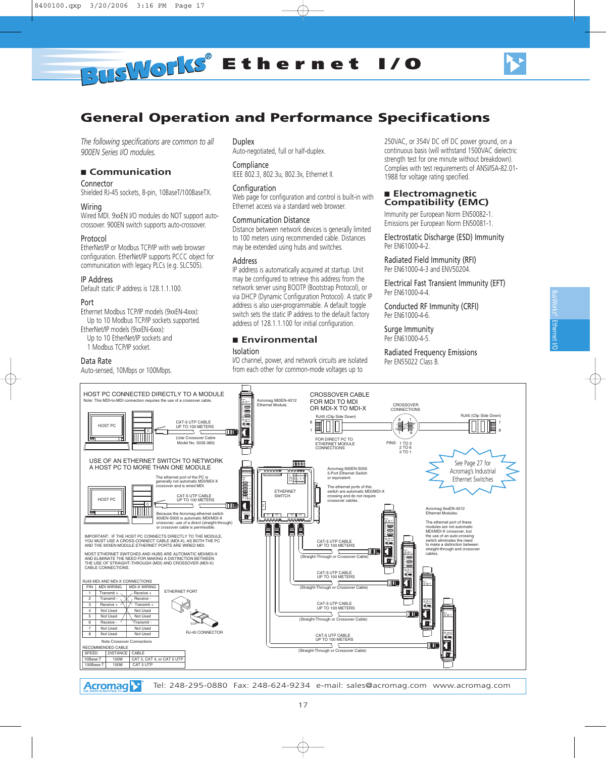# BusWorks® Ethernet I/O

## General Operation and Performance Specifications

*The following specifications are common to all 900EN Series I/O modules.*

### ■ Communication

**Connector**
Shielded RJ-45 sockets, 8-pin, 10BaseT/100BaseTX.

**Wiring**
Wired MDI. 9xxEN I/O modules do NOT support auto-crossover. 900EN switch supports auto-crossover.

**Protocol**
EtherNet/IP or Modbus TCP/IP with web browser configuration. EtherNet/IP supports PCCC object for communication with legacy PLCs (e.g. SLC505).

**IP Address**
Default static IP address is 128.1.1.100.

**Port**
Ethernet Modbus TCP/IP models (9xxEN-4xxx):
Up to 10 Modbus TCP/IP sockets supported.
EtherNet/IP models (9xxEN-6xxx):
Up to 10 EtherNet/IP sockets and 1 Modbus TCP/IP socket.

**Data Rate**
Auto-sensed, 10Mbps or 100Mbps.

**Duplex**
Auto-negotiated, full or half-duplex.

**Compliance**
IEEE 802.3, 802.3u, 802.3x, Ethernet II.

**Configuration**
Web page for configuration and control is built-in with Ethernet access via a standard web browser.

**Communication Distance**
Distance between network devices is generally limited to 100 meters using recommended cable. Distances may be extended using hubs and switches.

**Address**
IP address is automatically acquired at startup. Unit may be configured to retrieve this address from the network server using BOOTP (Bootstrap Protocol), or via DHCP (Dynamic Configuration Protocol). A static IP address is also user-programmable. A default toggle switch sets the static IP address to the default factory address of 128.1.1.100 for initial configuration.

### ■ Environmental

**Isolation**
I/O channel, power, and network circuits are isolated from each other for common-mode voltages up to 250VAC, or 354V DC off DC power ground, on a continuous basis (will withstand 1500VAC dielectric strength test for one minute without breakdown). Complies with test requirements of ANSI/ISA-82.01-1988 for voltage rating specified.

### ■ Electromagnetic Compatibility (EMC)

Immunity per European Norm EN50082-1.
Emissions per European Norm EN50081-1.

**Electrostatic Discharge (ESD) Immunity**
Per EN61000-4-2.

**Radiated Field Immunity (RFI)**
Per EN61000-4-3 and ENV50204.

**Electrical Fast Transient Immunity (EFT)**
Per EN61000-4-4.

**Conducted RF Immunity (CRFI)**
Per EN61000-4-6.

**Surge Immunity**
Per EN61000-4-5.

**Radiated Frequency Emissions**
Per EN55022 Class B.

---

**HOST PC CONNECTED DIRECTLY TO A MODULE**
Note: This MDI-to-MDI connection requires the use of a crossover cable.

HOST PC — CAT-5 UTP CABLE UP TO 100 METERS (Use Crossover Cable Model No. 5035-360) — Acromag 983EN-4012 Ethernet Module.

**CROSSOVER CABLE FOR MDI TO MDI OR MDI-X TO MDI-X**
RJ45 (Clip Side Down) — CROSSOVER CONNECTIONS — RJ45 (Clip Side Down)
FOR DIRECT PC TO ETHERNET MODULE CONNECTIONS
PINS: 1 TO 3, 2 TO 6, 3 TO 1

**USE OF AN ETHERNET SWITCH TO NETWORK A HOST PC TO MORE THAN ONE MODULE**

The ethernet port of the PC is generally not automatic MDI/MDI-X crossover and is wired MDI.

HOST PC — CAT-5 UTP CABLE UP TO 100 METERS — ETHERNET SWITCH

Because the Acromag ethernet switch 900EN-S005 is automatic MDI/MDI-X crossover, use of a direct (straight-through) or crossover cable is permissible.

Acromag 900EN-S005 5-Port Ethernet Switch or equivalent.

The ethernet ports of this switch are automatic MDI/MDI-X crossing and do not require crossover cables.

See Page 27 for Acromag's Industrial Ethernet Switches

Acromag 9xxEN-4012 Ethernet Modules.

The ethernet port of these modules are not automatic MDI/MDI-X crossover, but the use of an auto-crossing switch eliminates the need to make a distinction between straight-through and crossover cables.

CAT-5 UTP CABLE UP TO 100 METERS (Straight-Through or Crossover Cable) (×4)

IMPORTANT: IF THE HOST PC CONNECTS DIRECTLY TO THE MODULE, YOU MUST USE A CROSS-CONNECT CABLE (MDI-X), AS BOTH THE PC AND THE 9XXEN MODULE ETHERNET PORTS ARE WIRED MDI.

MOST ETHERNET SWITCHES AND HUBS ARE AUTOMATIC MDI/MDI-X AND ELIMINATE THE NEED FOR MAKING A DISTINCTION BETWEEN THE USE OF STRAIGHT-THROUGH (MDI) AND CROSSOVER (MDI-X) CABLE CONNECTIONS.

**RJ45 MDI AND MDI-X CONNECTIONS**

| PIN | MDI WIRING | MDI-X WIRING |
|---|---|---|
| 1 | Transmit + | Receive + |
| 2 | Transmit - | Receive - |
| 3 | Receive + | Transmit + |
| 4 | Not Used | Not Used |
| 5 | Not Used | Not Used |
| 6 | Receive - | Transmit - |
| 7 | Not Used | Not Used |
| 8 | Not Used | Not Used |

Note Crossover Connections

ETHERNET PORT — RJ-45 CONNECTOR

**RECOMMENDED CABLE**

| SPEED | DISTANCE | CABLE |
|---|---|---|
| 10Base-T | 100M | CAT 3, CAT 4, or CAT 5 UTP |
| 100Base-T | 100M | CAT 5 UTP |

Acromag — Tel: 248-295-0880 Fax: 248-624-9234 e-mail: sales@acromag.com www.acromag.com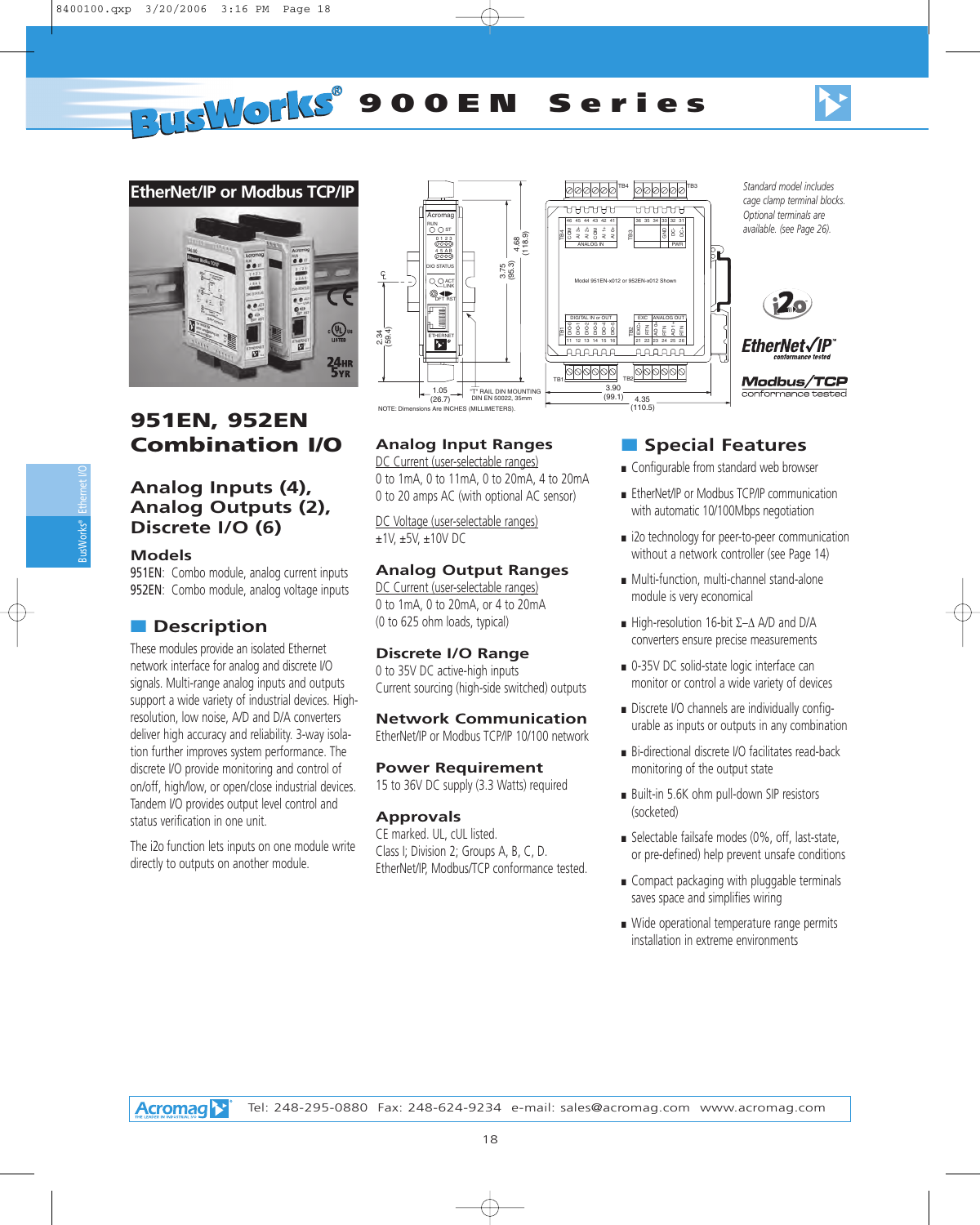# BusWorks® 900EN Series

## EtherNet/IP or Modbus TCP/IP

*Standard model includes cage clamp terminal blocks. Optional terminals are available. (see Page 26).*

NOTE: Dimensions Are INCHES (MILLIMETERS).

# 951EN, 952EN Combination I/O

## Analog Inputs (4), Analog Outputs (2), Discrete I/O (6)

### Models

951EN: Combo module, analog current inputs
952EN: Combo module, analog voltage inputs

## Description

These modules provide an isolated Ethernet network interface for analog and discrete I/O signals. Multi-range analog inputs and outputs support a wide variety of industrial devices. High-resolution, low noise, A/D and D/A converters deliver high accuracy and reliability. 3-way isolation further improves system performance. The discrete I/O provide monitoring and control of on/off, high/low, or open/close industrial devices. Tandem I/O provides output level control and status verification in one unit.

The i2o function lets inputs on one module write directly to outputs on another module.

## Analog Input Ranges

DC Current (user-selectable ranges)
0 to 1mA, 0 to 11mA, 0 to 20mA, 4 to 20mA
0 to 20 amps AC (with optional AC sensor)

DC Voltage (user-selectable ranges)
±1V, ±5V, ±10V DC

## Analog Output Ranges

DC Current (user-selectable ranges)
0 to 1mA, 0 to 20mA, or 4 to 20mA
(0 to 625 ohm loads, typical)

## Discrete I/O Range

0 to 35V DC active-high inputs
Current sourcing (high-side switched) outputs

## Network Communication

EtherNet/IP or Modbus TCP/IP 10/100 network

## Power Requirement

15 to 36V DC supply (3.3 Watts) required

## Approvals

CE marked. UL, cUL listed.
Class I; Division 2; Groups A, B, C, D.
EtherNet/IP, Modbus/TCP conformance tested.

## Special Features

- Configurable from standard web browser
- EtherNet/IP or Modbus TCP/IP communication with automatic 10/100Mbps negotiation
- i2o technology for peer-to-peer communication without a network controller (see Page 14)
- Multi-function, multi-channel stand-alone module is very economical
- High-resolution 16-bit Σ–Δ A/D and D/A converters ensure precise measurements
- 0-35V DC solid-state logic interface can monitor or control a wide variety of devices
- Discrete I/O channels are individually configurable as inputs or outputs in any combination
- Bi-directional discrete I/O facilitates read-back monitoring of the output state
- Built-in 5.6K ohm pull-down SIP resistors (socketed)
- Selectable failsafe modes (0%, off, last-state, or pre-defined) help prevent unsafe conditions
- Compact packaging with pluggable terminals saves space and simplifies wiring
- Wide operational temperature range permits installation in extreme environments

Acromag — Tel: 248-295-0880 Fax: 248-624-9234 e-mail: sales@acromag.com www.acromag.com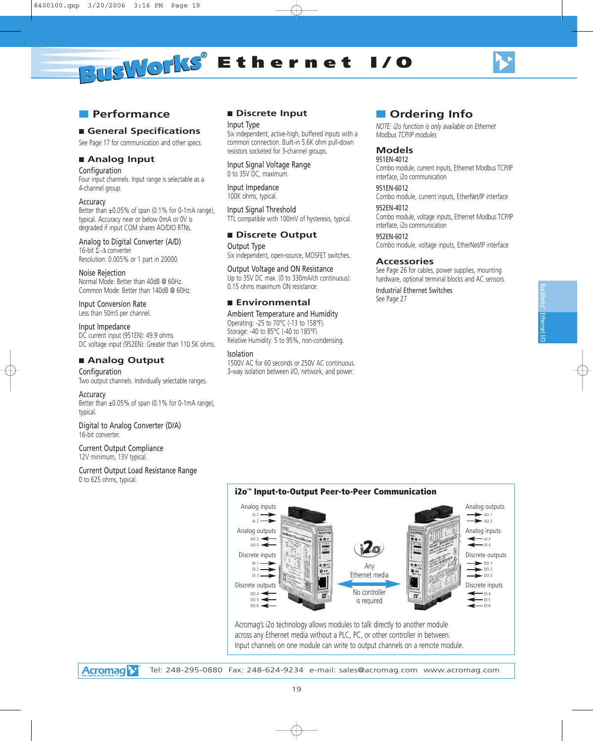# BusWorks® Ethernet I/O

## Performance

### General Specifications

See Page 17 for communication and other specs.

### Analog Input

**Configuration**
Four input channels. Input range is selectable as a 4-channel group.

**Accuracy**
Better than ±0.05% of span (0.1% for 0-1mA range), typical. Accuracy near or below 0mA or 0V is degraded if input COM shares AO/DIO RTNs.

**Analog to Digital Converter (A/D)**
16-bit Σ–Δ converter.
Resolution: 0.005% or 1 part in 20000.

**Noise Rejection**
Normal Mode: Better than 40dB @ 60Hz.
Common Mode: Better than 140dB @ 60Hz.

**Input Conversion Rate**
Less than 50mS per channel.

**Input Impedance**
DC current input (951EN): 49.9 ohms.
DC voltage input (952EN): Greater than 110.5K ohms.

### Analog Output

**Configuration**
Two output channels. Individually selectable ranges.

**Accuracy**
Better than ±0.05% of span (0.1% for 0-1mA range), typical.

**Digital to Analog Converter (D/A)**
16-bit converter.

**Current Output Compliance**
12V minimum, 13V typical.

**Current Output Load Resistance Range**
0 to 625 ohms, typical.

### Discrete Input

**Input Type**
Six independent, active-high, buffered inputs with a common connection. Built-in 5.6K ohm pull-down resistors socketed for 3-channel groups.

**Input Signal Voltage Range**
0 to 35V DC, maximum.

**Input Impedance**
100K ohms, typical.

**Input Signal Threshold**
TTL compatible with 100mV of hysteresis, typical.

### Discrete Output

**Output Type**
Six independent, open-source, MOSFET switches.

**Output Voltage and ON Resistance**
Up to 35V DC max. (0 to 330mA/ch continuous).
0.15 ohms maximum ON resistance.

### Environmental

**Ambient Temperature and Humidity**
Operating: -25 to 70°C (-13 to 158°F).
Storage: -40 to 85°C (-40 to 185°F).
Relative Humidity: 5 to 95%, non-condensing.

**Isolation**
1500V AC for 60 seconds or 250V AC continuous.
3-way isolation between I/O, network, and power.

## Ordering Info

*NOTE: i2o function is only available on Ethernet Modbus TCP/IP modules*

### Models

**951EN-4012**
Combo module, current inputs, Ethernet Modbus TCP/IP interface, i2o communication

**951EN-6012**
Combo module, current inputs, EtherNet/IP interface

**952EN-4012**
Combo module, voltage inputs, Ethernet Modbus TCP/IP interface, i2o communication

**952EN-6012**
Combo module, voltage inputs, EtherNet/IP interface

### Accessories

See Page 26 for cables, power supplies, mounting hardware, optional terminal blocks and AC sensors.

**Industrial Ethernet Switches**
See Page 27

## i2o™ Input-to-Output Peer-to-Peer Communication

Analog inputs (AI 1, AI 2) → Analog outputs (AO 1, AO 2)
Analog outputs (AO 3, AO 4) ← Analog inputs (AI 3, AI 4)
Discrete inputs (DI 1, DI 2, DI 3) → Discrete outputs (DO 1, DO 2, DO 3)
Discrete outputs (DO 4, DO 5, DO 6) ← Discrete inputs (DI 4, DI 5, DI 6)

i2o — Any Ethernet media — No controller is required

Acromag's i2o technology allows modules to talk directly to another module across any Ethernet media without a PLC, PC, or other controller in between. Input channels on one module can write to output channels on a remote module.

Acromag — Tel: 248-295-0880 Fax: 248-624-9234 e-mail: sales@acromag.com www.acromag.com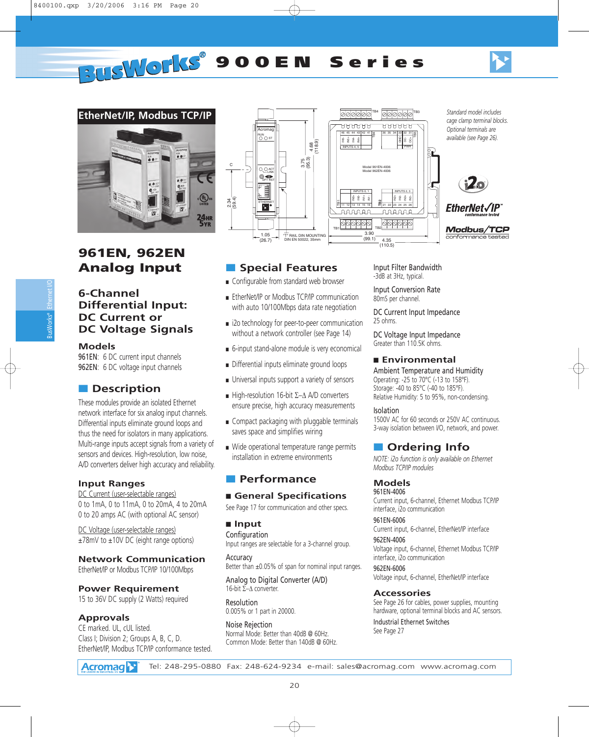# BusWorks® 900EN Series

## EtherNet/IP, Modbus TCP/IP

*Standard model includes cage clamp terminal blocks. Optional terminals are available (see Page 26).*

# 961EN, 962EN Analog Input

## 6-Channel Differential Input: DC Current or DC Voltage Signals

### Models

961EN: 6 DC current input channels
962EN: 6 DC voltage input channels

## Description

These modules provide an isolated Ethernet network interface for six analog input channels. Differential inputs eliminate ground loops and thus the need for isolators in many applications. Multi-range inputs accept signals from a variety of sensors and devices. High-resolution, low noise, A/D converters deliver high accuracy and reliability.

### Input Ranges

DC Current (user-selectable ranges)
0 to 1mA, 0 to 11mA, 0 to 20mA, 4 to 20mA
0 to 20 amps AC (with optional AC sensor)

DC Voltage (user-selectable ranges)
±78mV to ±10V DC (eight range options)

### Network Communication

EtherNet/IP or Modbus TCP/IP 10/100Mbps

### Power Requirement

15 to 36V DC supply (2 Watts) required

### Approvals

CE marked. UL, cUL listed.
Class I; Division 2; Groups A, B, C, D.
EtherNet/IP, Modbus TCP/IP conformance tested.

## Special Features

- Configurable from standard web browser
- EtherNet/IP or Modbus TCP/IP communication with auto 10/100Mbps data rate negotiation
- i2o technology for peer-to-peer communication without a network controller (see Page 14)
- 6-input stand-alone module is very economical
- Differential inputs eliminate ground loops
- Universal inputs support a variety of sensors
- High-resolution 16-bit Σ–Δ A/D converters ensure precise, high accuracy measurements
- Compact packaging with pluggable terminals saves space and simplifies wiring
- Wide operational temperature range permits installation in extreme environments

## Performance

### General Specifications

See Page 17 for communication and other specs.

### Input

**Configuration**
Input ranges are selectable for a 3-channel group.

**Accuracy**
Better than ±0.05% of span for nominal input ranges.

**Analog to Digital Converter (A/D)**
16-bit Σ–Δ converter.

**Resolution**
0.005% or 1 part in 20000.

**Noise Rejection**
Normal Mode: Better than 40dB @ 60Hz.
Common Mode: Better than 140dB @ 60Hz.

**Input Filter Bandwidth**
-3dB at 3Hz, typical.

**Input Conversion Rate**
80mS per channel.

**DC Current Input Impedance**
25 ohms.

**DC Voltage Input Impedance**
Greater than 110.5K ohms.

### Environmental

**Ambient Temperature and Humidity**
Operating: -25 to 70°C (-13 to 158°F).
Storage: -40 to 85°C (-40 to 185°F).
Relative Humidity: 5 to 95%, non-condensing.

**Isolation**
1500V AC for 60 seconds or 250V AC continuous.
3-way isolation between I/O, network, and power.

## Ordering Info

*NOTE: i2o function is only available on Ethernet Modbus TCP/IP modules*

### Models

**961EN-4006**
Current input, 6-channel, Ethernet Modbus TCP/IP interface, i2o communication

**961EN-6006**
Current input, 6-channel, EtherNet/IP interface

**962EN-4006**
Voltage input, 6-channel, Ethernet Modbus TCP/IP interface, i2o communication

**962EN-6006**
Voltage input, 6-channel, EtherNet/IP interface

### Accessories

See Page 26 for cables, power supplies, mounting hardware, optional terminal blocks and AC sensors.

**Industrial Ethernet Switches**
See Page 27

Tel: 248-295-0880 Fax: 248-624-9234 e-mail: sales@acromag.com www.acromag.com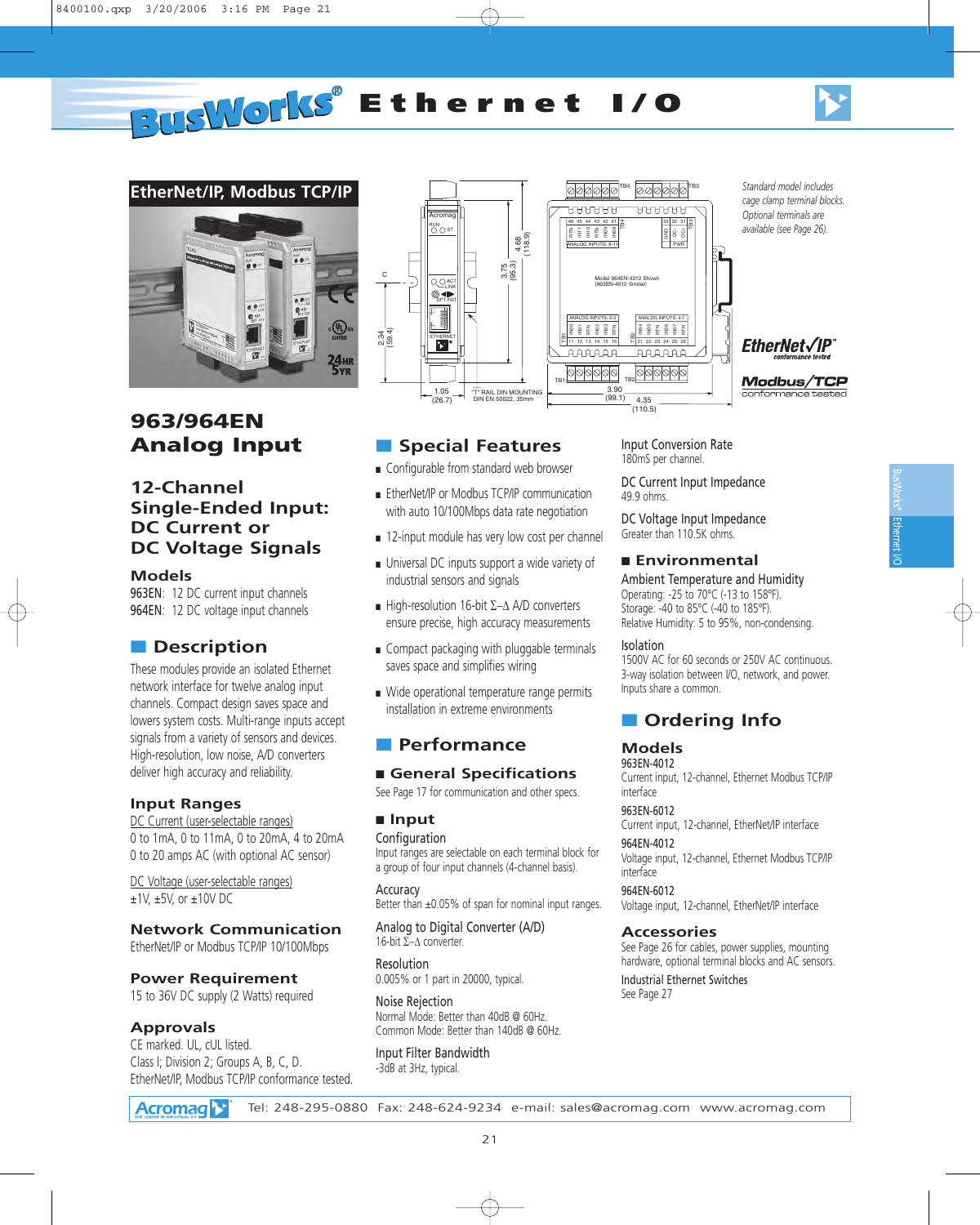# BusWorks® Ethernet I/O

## EtherNet/IP, Modbus TCP/IP

*Standard model includes cage clamp terminal blocks. Optional terminals are available (see Page 26).*

# 963/964EN Analog Input

## 12-Channel Single-Ended Input: DC Current or DC Voltage Signals

### Models

963EN: 12 DC current input channels
964EN: 12 DC voltage input channels

## Description

These modules provide an isolated Ethernet network interface for twelve analog input channels. Compact design saves space and lowers system costs. Multi-range inputs accept signals from a variety of sensors and devices. High-resolution, low noise, A/D converters deliver high accuracy and reliability.

### Input Ranges

DC Current (user-selectable ranges)
0 to 1mA, 0 to 11mA, 0 to 20mA, 4 to 20mA
0 to 20 amps AC (with optional AC sensor)

DC Voltage (user-selectable ranges)
±1V, ±5V, or ±10V DC

### Network Communication

EtherNet/IP or Modbus TCP/IP 10/100Mbps

### Power Requirement

15 to 36V DC supply (2 Watts) required

### Approvals

CE marked. UL, cUL listed.
Class I; Division 2; Groups A, B, C, D.
EtherNet/IP, Modbus TCP/IP conformance tested.

## Special Features

- Configurable from standard web browser
- EtherNet/IP or Modbus TCP/IP communication with auto 10/100Mbps data rate negotiation
- 12-input module has very low cost per channel
- Universal DC inputs support a wide variety of industrial sensors and signals
- High-resolution 16-bit Σ–Δ A/D converters ensure precise, high accuracy measurements
- Compact packaging with pluggable terminals saves space and simplifies wiring
- Wide operational temperature range permits installation in extreme environments

## Performance

### General Specifications

See Page 17 for communication and other specs.

### Input

**Configuration**
Input ranges are selectable on each terminal block for a group of four input channels (4-channel basis).

**Accuracy**
Better than ±0.05% of span for nominal input ranges.

**Analog to Digital Converter (A/D)**
16-bit Σ–Δ converter.

**Resolution**
0.005% or 1 part in 20000, typical.

**Noise Rejection**
Normal Mode: Better than 40dB @ 60Hz.
Common Mode: Better than 140dB @ 60Hz.

**Input Filter Bandwidth**
-3dB at 3Hz, typical.

**Input Conversion Rate**
180mS per channel.

**DC Current Input Impedance**
49.9 ohms.

**DC Voltage Input Impedance**
Greater than 110.5K ohms.

### Environmental

**Ambient Temperature and Humidity**
Operating: -25 to 70°C (-13 to 158°F).
Storage: -40 to 85°C (-40 to 185°F).
Relative Humidity: 5 to 95%, non-condensing.

**Isolation**
1500V AC for 60 seconds or 250V AC continuous.
3-way isolation between I/O, network, and power.
Inputs share a common.

## Ordering Info

### Models

**963EN-4012**
Current input, 12-channel, Ethernet Modbus TCP/IP interface

**963EN-6012**
Current input, 12-channel, EtherNet/IP interface

**964EN-4012**
Voltage input, 12-channel, Ethernet Modbus TCP/IP interface

**964EN-6012**
Voltage input, 12-channel, EtherNet/IP interface

### Accessories

See Page 26 for cables, power supplies, mounting hardware, optional terminal blocks and AC sensors.

**Industrial Ethernet Switches**
See Page 27

Tel: 248-295-0880 Fax: 248-624-9234 e-mail: sales@acromag.com www.acromag.com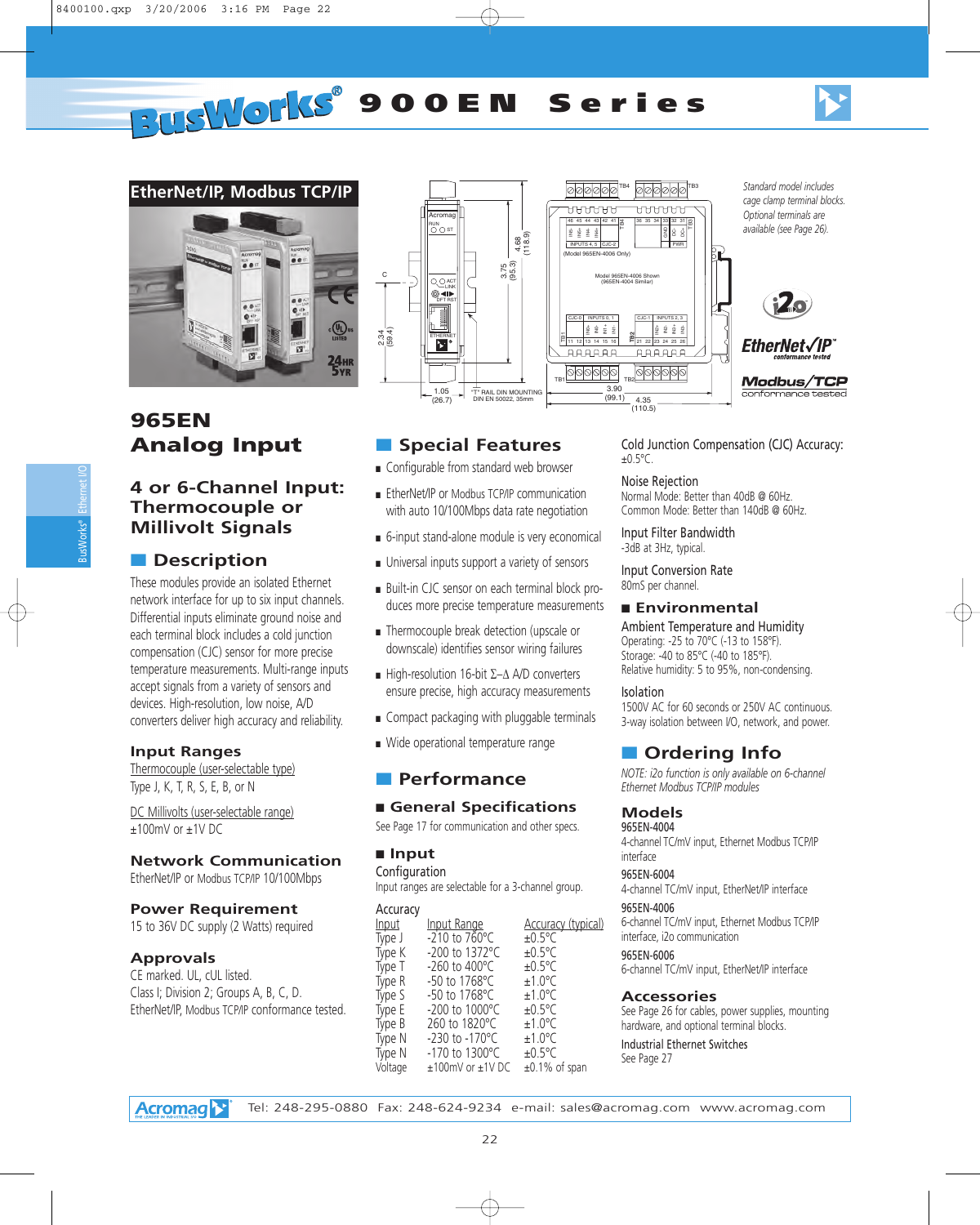# BusWorks® 900EN Series

## EtherNet/IP, Modbus TCP/IP

*Standard model includes cage clamp terminal blocks. Optional terminals are available (see Page 26).*

# 965EN Analog Input

## 4 or 6-Channel Input: Thermocouple or Millivolt Signals

## Description

These modules provide an isolated Ethernet network interface for up to six input channels. Differential inputs eliminate ground noise and each terminal block includes a cold junction compensation (CJC) sensor for more precise temperature measurements. Multi-range inputs accept signals from a variety of sensors and devices. High-resolution, low noise, A/D converters deliver high accuracy and reliability.

### Input Ranges

Thermocouple (user-selectable type)
Type J, K, T, R, S, E, B, or N

DC Millivolts (user-selectable range)
±100mV or ±1V DC

### Network Communication

EtherNet/IP or Modbus TCP/IP 10/100Mbps

### Power Requirement

15 to 36V DC supply (2 Watts) required

### Approvals

CE marked. UL, cUL listed.
Class I; Division 2; Groups A, B, C, D.
EtherNet/IP, Modbus TCP/IP conformance tested.

## Special Features

- Configurable from standard web browser
- EtherNet/IP or Modbus TCP/IP communication with auto 10/100Mbps data rate negotiation
- 6-input stand-alone module is very economical
- Universal inputs support a variety of sensors
- Built-in CJC sensor on each terminal block produces more precise temperature measurements
- Thermocouple break detection (upscale or downscale) identifies sensor wiring failures
- High-resolution 16-bit Σ–Δ A/D converters ensure precise, high accuracy measurements
- Compact packaging with pluggable terminals
- Wide operational temperature range

## Performance

### General Specifications

See Page 17 for communication and other specs.

### Input

**Configuration**
Input ranges are selectable for a 3-channel group.

**Accuracy**

| Input | Input Range | Accuracy (typical) |
|---|---|---|
| Type J | -210 to 760°C | ±0.5°C |
| Type K | -200 to 1372°C | ±0.5°C |
| Type T | -260 to 400°C | ±0.5°C |
| Type R | -50 to 1768°C | ±1.0°C |
| Type S | -50 to 1768°C | ±1.0°C |
| Type E | -200 to 1000°C | ±0.5°C |
| Type B | 260 to 1820°C | ±1.0°C |
| Type N | -230 to -170°C | ±1.0°C |
| Type N | -170 to 1300°C | ±0.5°C |
| Voltage | ±100mV or ±1V DC | ±0.1% of span |

**Cold Junction Compensation (CJC) Accuracy:**
±0.5°C.

**Noise Rejection**
Normal Mode: Better than 40dB @ 60Hz.
Common Mode: Better than 140dB @ 60Hz.

**Input Filter Bandwidth**
-3dB at 3Hz, typical.

**Input Conversion Rate**
80mS per channel.

### Environmental

**Ambient Temperature and Humidity**
Operating: -25 to 70°C (-13 to 158°F).
Storage: -40 to 85°C (-40 to 185°F).
Relative humidity: 5 to 95%, non-condensing.

**Isolation**
1500V AC for 60 seconds or 250V AC continuous.
3-way isolation between I/O, network, and power.

## Ordering Info

*NOTE: i2o function is only available on 6-channel Ethernet Modbus TCP/IP modules*

### Models

**965EN-4004**
4-channel TC/mV input, Ethernet Modbus TCP/IP interface

**965EN-6004**
4-channel TC/mV input, EtherNet/IP interface

**965EN-4006**
6-channel TC/mV input, Ethernet Modbus TCP/IP interface, i2o communication

**965EN-6006**
6-channel TC/mV input, EtherNet/IP interface

### Accessories

See Page 26 for cables, power supplies, mounting hardware, and optional terminal blocks.

**Industrial Ethernet Switches**
See Page 27

Acromag — Tel: 248-295-0880 Fax: 248-624-9234 e-mail: sales@acromag.com www.acromag.com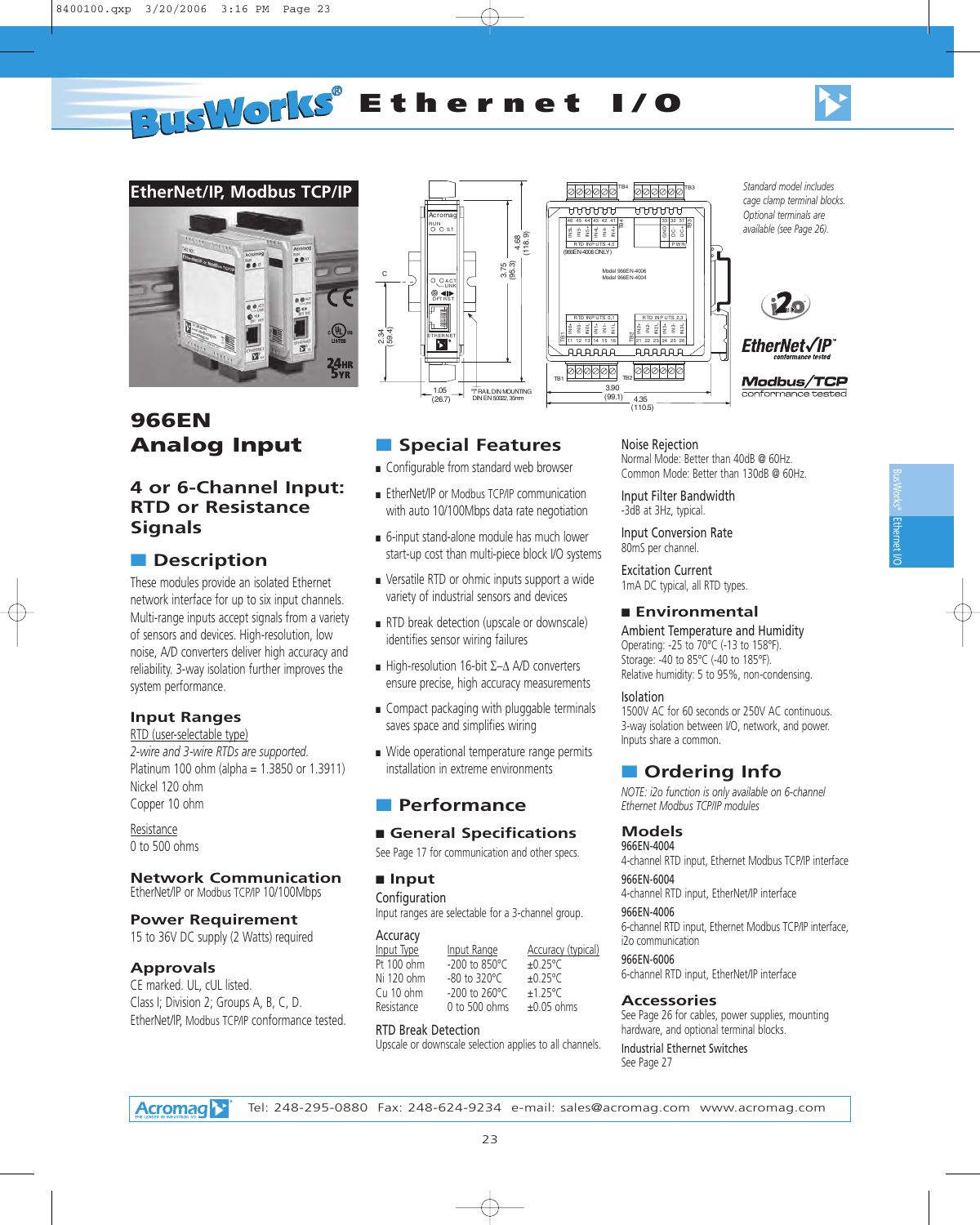# BusWorks® Ethernet I/O

## EtherNet/IP, Modbus TCP/IP

*Standard model includes cage clamp terminal blocks. Optional terminals are available (see Page 26).*

# 966EN Analog Input

## 4 or 6-Channel Input: RTD or Resistance Signals

## Description

These modules provide an isolated Ethernet network interface for up to six input channels. Multi-range inputs accept signals from a variety of sensors and devices. High-resolution, low noise, A/D converters deliver high accuracy and reliability. 3-way isolation further improves the system performance.

### Input Ranges

RTD (user-selectable type)

*2-wire and 3-wire RTDs are supported.*

Platinum 100 ohm (alpha = 1.3850 or 1.3911)
Nickel 120 ohm
Copper 10 ohm

Resistance

0 to 500 ohms

### Network Communication

EtherNet/IP or Modbus TCP/IP 10/100Mbps

### Power Requirement

15 to 36V DC supply (2 Watts) required

### Approvals

CE marked. UL, cUL listed.
Class I; Division 2; Groups A, B, C, D.
EtherNet/IP, Modbus TCP/IP conformance tested.

## Special Features

- Configurable from standard web browser
- EtherNet/IP or Modbus TCP/IP communication with auto 10/100Mbps data rate negotiation
- 6-input stand-alone module has much lower start-up cost than multi-piece block I/O systems
- Versatile RTD or ohmic inputs support a wide variety of industrial sensors and devices
- RTD break detection (upscale or downscale) identifies sensor wiring failures
- High-resolution 16-bit Σ–Δ A/D converters ensure precise, high accuracy measurements
- Compact packaging with pluggable terminals saves space and simplifies wiring
- Wide operational temperature range permits installation in extreme environments

## Performance

### General Specifications

See Page 17 for communication and other specs.

### Input

**Configuration**

Input ranges are selectable for a 3-channel group.

**Accuracy**

| Input Type | Input Range | Accuracy (typical) |
|---|---|---|
| Pt 100 ohm | -200 to 850°C | ±0.25°C |
| Ni 120 ohm | -80 to 320°C | ±0.25°C |
| Cu 10 ohm | -200 to 260°C | ±1.25°C |
| Resistance | 0 to 500 ohms | ±0.05 ohms |

**RTD Break Detection**

Upscale or downscale selection applies to all channels.

**Noise Rejection**

Normal Mode: Better than 40dB @ 60Hz.
Common Mode: Better than 130dB @ 60Hz.

**Input Filter Bandwidth**

-3dB at 3Hz, typical.

**Input Conversion Rate**

80mS per channel.

**Excitation Current**

1mA DC typical, all RTD types.

### Environmental

**Ambient Temperature and Humidity**

Operating: -25 to 70°C (-13 to 158°F).
Storage: -40 to 85°C (-40 to 185°F).
Relative humidity: 5 to 95%, non-condensing.

**Isolation**

1500V AC for 60 seconds or 250V AC continuous.
3-way isolation between I/O, network, and power.
Inputs share a common.

## Ordering Info

*NOTE: i2o function is only available on 6-channel Ethernet Modbus TCP/IP modules*

### Models

**966EN-4004**
4-channel RTD input, Ethernet Modbus TCP/IP interface

**966EN-6004**
4-channel RTD input, EtherNet/IP interface

**966EN-4006**
6-channel RTD input, Ethernet Modbus TCP/IP interface, i2o communication

**966EN-6006**
6-channel RTD input, EtherNet/IP interface

### Accessories

See Page 26 for cables, power supplies, mounting hardware, and optional terminal blocks.

**Industrial Ethernet Switches**

See Page 27

Acromag Tel: 248-295-0880 Fax: 248-624-9234 e-mail: sales@acromag.com www.acromag.com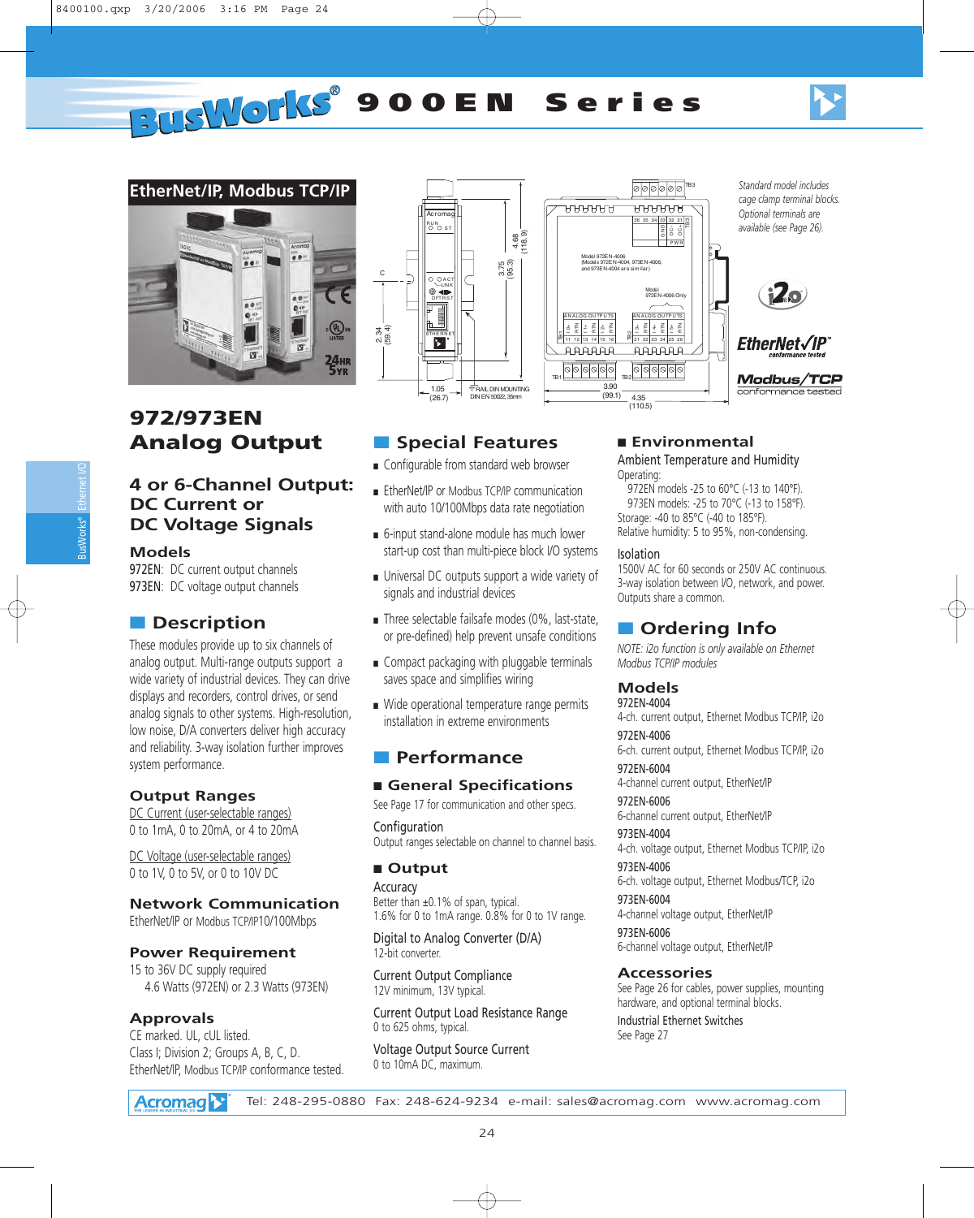# BusWorks® 900EN Series

## EtherNet/IP, Modbus TCP/IP

*Standard model includes cage clamp terminal blocks. Optional terminals are available (see Page 26).*

# 972/973EN Analog Output

## 4 or 6-Channel Output: DC Current or DC Voltage Signals

### Models

972EN: DC current output channels
973EN: DC voltage output channels

## Description

These modules provide up to six channels of analog output. Multi-range outputs support a wide variety of industrial devices. They can drive displays and recorders, control drives, or send analog signals to other systems. High-resolution, low noise, D/A converters deliver high accuracy and reliability. 3-way isolation further improves system performance.

### Output Ranges

DC Current (user-selectable ranges)
0 to 1mA, 0 to 20mA, or 4 to 20mA

DC Voltage (user-selectable ranges)
0 to 1V, 0 to 5V, or 0 to 10V DC

### Network Communication

EtherNet/IP or Modbus TCP/IP10/100Mbps

### Power Requirement

15 to 36V DC supply required
4.6 Watts (972EN) or 2.3 Watts (973EN)

### Approvals

CE marked. UL, cUL listed.
Class I; Division 2; Groups A, B, C, D.
EtherNet/IP, Modbus TCP/IP conformance tested.

## Special Features

- Configurable from standard web browser
- EtherNet/IP or Modbus TCP/IP communication with auto 10/100Mbps data rate negotiation
- 6-input stand-alone module has much lower start-up cost than multi-piece block I/O systems
- Universal DC outputs support a wide variety of signals and industrial devices
- Three selectable failsafe modes (0%, last-state, or pre-defined) help prevent unsafe conditions
- Compact packaging with pluggable terminals saves space and simplifies wiring
- Wide operational temperature range permits installation in extreme environments

## Performance

### General Specifications

See Page 17 for communication and other specs.

**Configuration**
Output ranges selectable on channel to channel basis.

### Output

**Accuracy**
Better than ±0.1% of span, typical.
1.6% for 0 to 1mA range. 0.8% for 0 to 1V range.

**Digital to Analog Converter (D/A)**
12-bit converter.

**Current Output Compliance**
12V minimum, 13V typical.

**Current Output Load Resistance Range**
0 to 625 ohms, typical.

**Voltage Output Source Current**
0 to 10mA DC, maximum.

### Environmental

**Ambient Temperature and Humidity**
Operating:
972EN models -25 to 60°C (-13 to 140°F).
973EN models: -25 to 70°C (-13 to 158°F).
Storage: -40 to 85°C (-40 to 185°F).
Relative humidity: 5 to 95%, non-condensing.

**Isolation**
1500V AC for 60 seconds or 250V AC continuous. 3-way isolation between I/O, network, and power. Outputs share a common.

## Ordering Info

*NOTE: i2o function is only available on Ethernet Modbus TCP/IP modules*

### Models

**972EN-4004**
4-ch. current output, Ethernet Modbus TCP/IP, i2o

**972EN-4006**
6-ch. current output, Ethernet Modbus TCP/IP, i2o

**972EN-6004**
4-channel current output, EtherNet/IP

**972EN-6006**
6-channel current output, EtherNet/IP

**973EN-4004**
4-ch. voltage output, Ethernet Modbus TCP/IP, i2o

**973EN-4006**
6-ch. voltage output, Ethernet Modbus/TCP, i2o

**973EN-6004**
4-channel voltage output, EtherNet/IP

**973EN-6006**
6-channel voltage output, EtherNet/IP

### Accessories

See Page 26 for cables, power supplies, mounting hardware, and optional terminal blocks.

**Industrial Ethernet Switches**
See Page 27

Tel: 248-295-0880 Fax: 248-624-9234 e-mail: sales@acromag.com www.acromag.com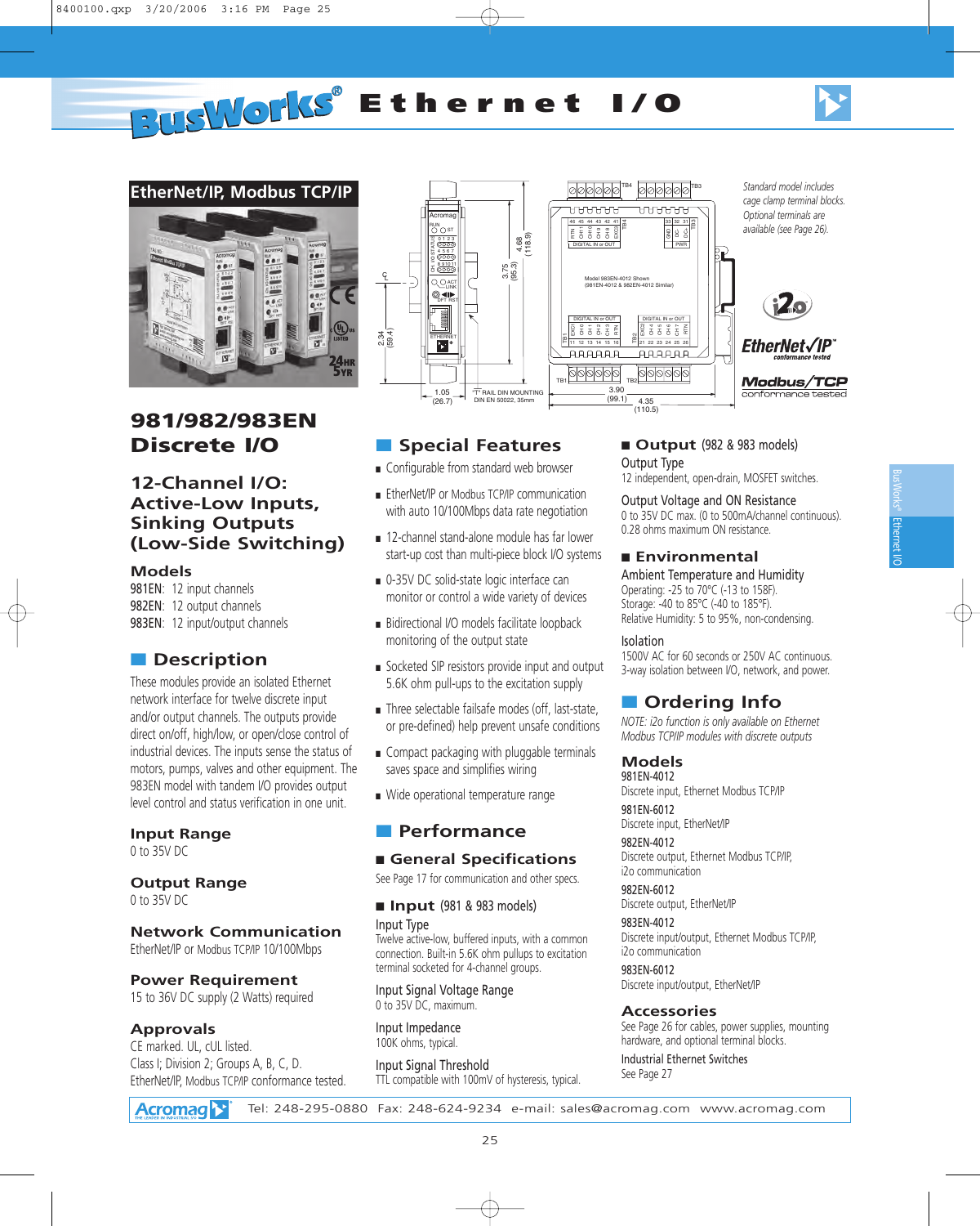# BusWorks® Ethernet I/O

## EtherNet/IP, Modbus TCP/IP

Standard model includes cage clamp terminal blocks. Optional terminals are available (see Page 26).

# 981/982/983EN Discrete I/O

## 12-Channel I/O: Active-Low Inputs, Sinking Outputs (Low-Side Switching)

### Models

981EN: 12 input channels
982EN: 12 output channels
983EN: 12 input/output channels

## Description

These modules provide an isolated Ethernet network interface for twelve discrete input and/or output channels. The outputs provide direct on/off, high/low, or open/close control of industrial devices. The inputs sense the status of motors, pumps, valves and other equipment. The 983EN model with tandem I/O provides output level control and status verification in one unit.

### Input Range

0 to 35V DC

### Output Range

0 to 35V DC

### Network Communication

EtherNet/IP or Modbus TCP/IP 10/100Mbps

### Power Requirement

15 to 36V DC supply (2 Watts) required

### Approvals

CE marked. UL, cUL listed.
Class I; Division 2; Groups A, B, C, D.
EtherNet/IP, Modbus TCP/IP conformance tested.

## Special Features

- Configurable from standard web browser
- EtherNet/IP or Modbus TCP/IP communication with auto 10/100Mbps data rate negotiation
- 12-channel stand-alone module has far lower start-up cost than multi-piece block I/O systems
- 0-35V DC solid-state logic interface can monitor or control a wide variety of devices
- Bidirectional I/O models facilitate loopback monitoring of the output state
- Socketed SIP resistors provide input and output 5.6K ohm pull-ups to the excitation supply
- Three selectable failsafe modes (off, last-state, or pre-defined) help prevent unsafe conditions
- Compact packaging with pluggable terminals saves space and simplifies wiring
- Wide operational temperature range

## Performance

### General Specifications

See Page 17 for communication and other specs.

### Input (981 & 983 models)

**Input Type**
Twelve active-low, buffered inputs, with a common connection. Built-in 5.6K ohm pullups to excitation terminal socketed for 4-channel groups.

**Input Signal Voltage Range**
0 to 35V DC, maximum.

**Input Impedance**
100K ohms, typical.

**Input Signal Threshold**
TTL compatible with 100mV of hysteresis, typical.

### Output (982 & 983 models)

**Output Type**
12 independent, open-drain, MOSFET switches.

**Output Voltage and ON Resistance**
0 to 35V DC max. (0 to 500mA/channel continuous). 0.28 ohms maximum ON resistance.

### Environmental

**Ambient Temperature and Humidity**
Operating: -25 to 70°C (-13 to 158F).
Storage: -40 to 85°C (-40 to 185°F).
Relative Humidity: 5 to 95%, non-condensing.

**Isolation**
1500V AC for 60 seconds or 250V AC continuous. 3-way isolation between I/O, network, and power.

## Ordering Info

*NOTE: i2o function is only available on Ethernet Modbus TCP/IP modules with discrete outputs*

### Models

**981EN-4012**
Discrete input, Ethernet Modbus TCP/IP

**981EN-6012**
Discrete input, EtherNet/IP

**982EN-4012**
Discrete output, Ethernet Modbus TCP/IP, i2o communication

**982EN-6012**
Discrete output, EtherNet/IP

**983EN-4012**
Discrete input/output, Ethernet Modbus TCP/IP, i2o communication

**983EN-6012**
Discrete input/output, EtherNet/IP

### Accessories

See Page 26 for cables, power supplies, mounting hardware, and optional terminal blocks.

**Industrial Ethernet Switches**
See Page 27

Tel: 248-295-0880 Fax: 248-624-9234 e-mail: sales@acromag.com www.acromag.com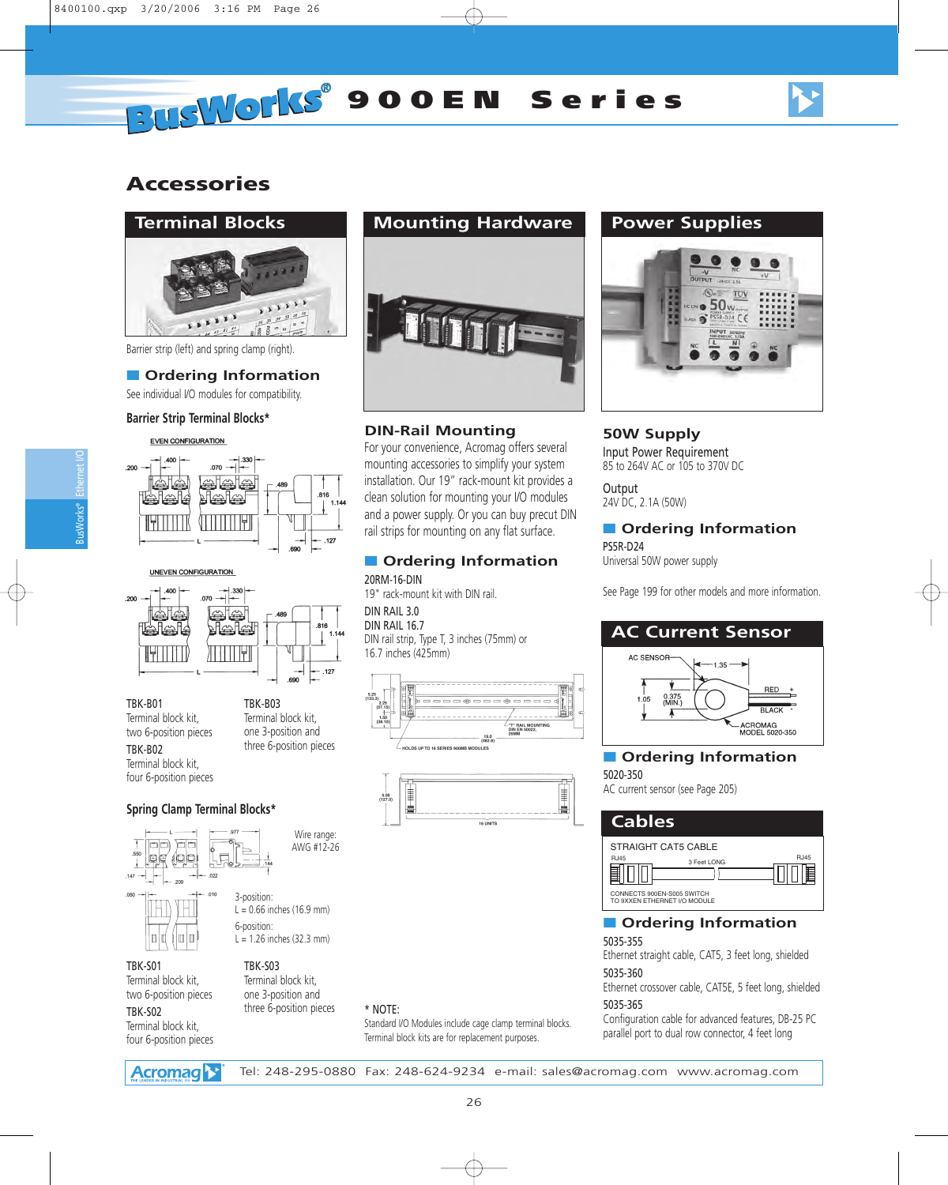# BusWorks® 900EN Series

## Accessories

### Terminal Blocks

Barrier strip (left) and spring clamp (right).

#### Ordering Information

See individual I/O modules for compatibility.

**Barrier Strip Terminal Blocks***

EVEN CONFIGURATION

UNEVEN CONFIGURATION

**TBK-B01**
Terminal block kit, two 6-position pieces

**TBK-B02**
Terminal block kit, four 6-position pieces

**TBK-B03**
Terminal block kit, one 3-position and three 6-position pieces

**Spring Clamp Terminal Blocks***

Wire range: AWG #12-26

3-position:
L = 0.66 inches (16.9 mm)

6-position:
L = 1.26 inches (32.3 mm)

**TBK-S01**
Terminal block kit, two 6-position pieces

**TBK-S02**
Terminal block kit, four 6-position pieces

**TBK-S03**
Terminal block kit, one 3-position and three 6-position pieces

### Mounting Hardware

#### DIN-Rail Mounting

For your convenience, Acromag offers several mounting accessories to simplify your system installation. Our 19" rack-mount kit provides a clean solution for mounting your I/O modules and a power supply. Or you can buy precut DIN rail strips for mounting on any flat surface.

#### Ordering Information

**20RM-16-DIN**
19" rack-mount kit with DIN rail.

**DIN RAIL 3.0**
**DIN RAIL 16.7**
DIN rail strip, Type T, 3 inches (75mm) or 16.7 inches (425mm)

\* NOTE:
Standard I/O Modules include cage clamp terminal blocks. Terminal block kits are for replacement purposes.

### Power Supplies

#### 50W Supply

Input Power Requirement
85 to 264V AC or 105 to 370V DC

Output
24V DC, 2.1A (50W)

#### Ordering Information

**PS5R-D24**
Universal 50W power supply

See Page 199 for other models and more information.

### AC Current Sensor

AC SENSOR
ACROMAG MODEL 5020-350

#### Ordering Information

**5020-350**
AC current sensor (see Page 205)

### Cables

STRAIGHT CAT5 CABLE
RJ45 — 3 Feet LONG — RJ45
CONNECTS 900EN-S005 SWITCH TO 9XXEN ETHERNET I/O MODULE

#### Ordering Information

**5035-355**
Ethernet straight cable, CAT5, 3 feet long, shielded

**5035-360**
Ethernet crossover cable, CAT5E, 5 feet long, shielded

**5035-365**
Configuration cable for advanced features, DB-25 PC parallel port to dual row connector, 4 feet long

Acromag — Tel: 248-295-0880 Fax: 248-624-9234 e-mail: sales@acromag.com www.acromag.com